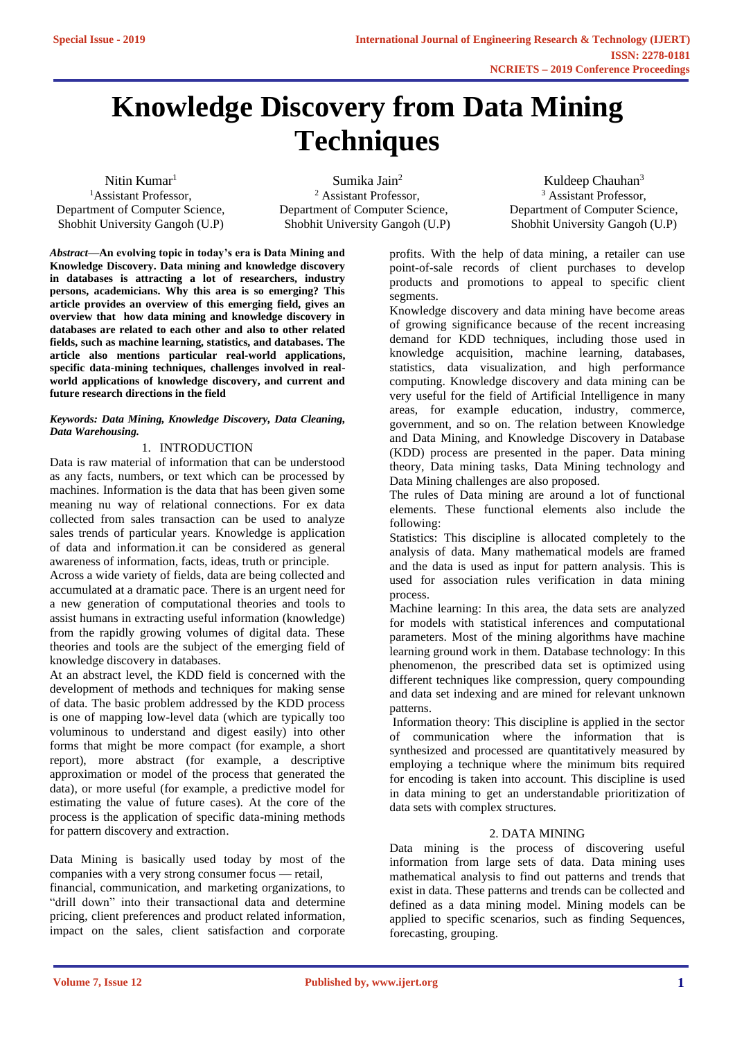# Knowledge Discovery from Data Mining Techniques

Nitin Kumar[1]
[1]Assistant Professor,
Department of Computer Science,
Shobhit University Gangoh (U.P)

Sumika Jain[2]
[2] Assistant Professor,
Department of Computer Science,
Shobhit University Gangoh (U.P)

Kuldeep Chauhan[3]
[3] Assistant Professor,
Department of Computer Science,
Shobhit University Gangoh (U.P)

***Abstract*—An evolving topic in today's era is Data Mining and Knowledge Discovery. Data mining and knowledge discovery in databases is attracting a lot of researchers, industry persons, academicians. Why this area is so emerging? This article provides an overview of this emerging field, gives an overview that how data mining and knowledge discovery in databases are related to each other and also to other related fields, such as machine learning, statistics, and databases. The article also mentions particular real-world applications, specific data-mining techniques, challenges involved in real-world applications of knowledge discovery, and current and future research directions in the field**

***Keywords: Data Mining, Knowledge Discovery, Data Cleaning, Data Warehousing.***

## 1. INTRODUCTION

Data is raw material of information that can be understood as any facts, numbers, or text which can be processed by machines. Information is the data that has been given some meaning nu way of relational connections. For ex data collected from sales transaction can be used to analyze sales trends of particular years. Knowledge is application of data and information.it can be considered as general awareness of information, facts, ideas, truth or principle.

Across a wide variety of fields, data are being collected and accumulated at a dramatic pace. There is an urgent need for a new generation of computational theories and tools to assist humans in extracting useful information (knowledge) from the rapidly growing volumes of digital data. These theories and tools are the subject of the emerging field of knowledge discovery in databases.

At an abstract level, the KDD field is concerned with the development of methods and techniques for making sense of data. The basic problem addressed by the KDD process is one of mapping low-level data (which are typically too voluminous to understand and digest easily) into other forms that might be more compact (for example, a short report), more abstract (for example, a descriptive approximation or model of the process that generated the data), or more useful (for example, a predictive model for estimating the value of future cases). At the core of the process is the application of specific data-mining methods for pattern discovery and extraction.

Data Mining is basically used today by most of the companies with a very strong consumer focus — retail, financial, communication, and marketing organizations, to "drill down" into their transactional data and determine pricing, client preferences and product related information, impact on the sales, client satisfaction and corporate profits. With the help of data mining, a retailer can use point-of-sale records of client purchases to develop products and promotions to appeal to specific client segments.

Knowledge discovery and data mining have become areas of growing significance because of the recent increasing demand for KDD techniques, including those used in knowledge acquisition, machine learning, databases, statistics, data visualization, and high performance computing. Knowledge discovery and data mining can be very useful for the field of Artificial Intelligence in many areas, for example education, industry, commerce, government, and so on. The relation between Knowledge and Data Mining, and Knowledge Discovery in Database (KDD) process are presented in the paper. Data mining theory, Data mining tasks, Data Mining technology and Data Mining challenges are also proposed.

The rules of Data mining are around a lot of functional elements. These functional elements also include the following:

Statistics: This discipline is allocated completely to the analysis of data. Many mathematical models are framed and the data is used as input for pattern analysis. This is used for association rules verification in data mining process.

Machine learning: In this area, the data sets are analyzed for models with statistical inferences and computational parameters. Most of the mining algorithms have machine learning ground work in them. Database technology: In this phenomenon, the prescribed data set is optimized using different techniques like compression, query compounding and data set indexing and are mined for relevant unknown patterns.

Information theory: This discipline is applied in the sector of communication where the information that is synthesized and processed are quantitatively measured by employing a technique where the minimum bits required for encoding is taken into account. This discipline is used in data mining to get an understandable prioritization of data sets with complex structures.

## 2. DATA MINING

Data mining is the process of discovering useful information from large sets of data. Data mining uses mathematical analysis to find out patterns and trends that exist in data. These patterns and trends can be collected and defined as a data mining model. Mining models can be applied to specific scenarios, such as finding Sequences, forecasting, grouping.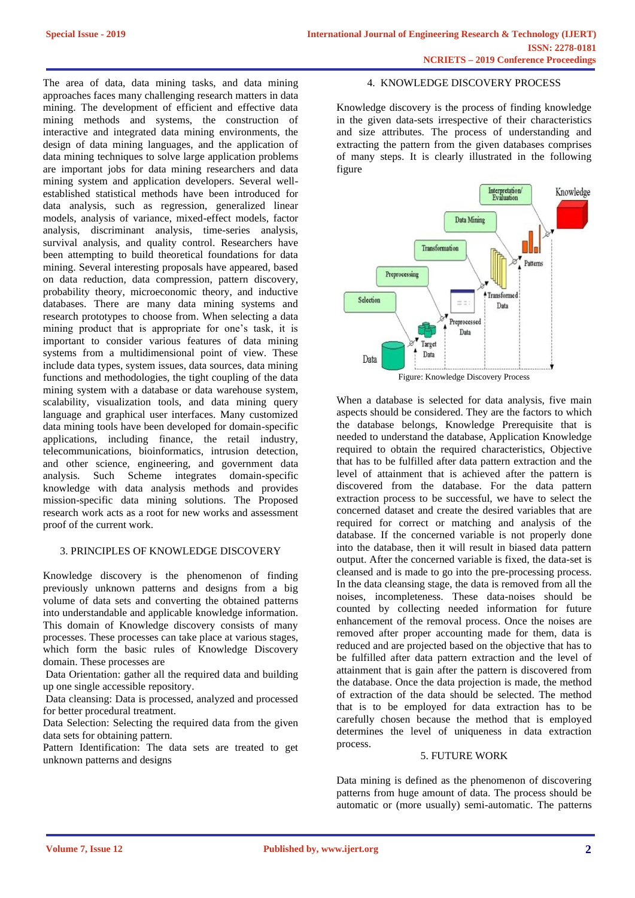The area of data, data mining tasks, and data mining approaches faces many challenging research matters in data mining. The development of efficient and effective data mining methods and systems, the construction of interactive and integrated data mining environments, the design of data mining languages, and the application of data mining techniques to solve large application problems are important jobs for data mining researchers and data mining system and application developers. Several well-established statistical methods have been introduced for data analysis, such as regression, generalized linear models, analysis of variance, mixed-effect models, factor analysis, discriminant analysis, time-series analysis, survival analysis, and quality control. Researchers have been attempting to build theoretical foundations for data mining. Several interesting proposals have appeared, based on data reduction, data compression, pattern discovery, probability theory, microeconomic theory, and inductive databases. There are many data mining systems and research prototypes to choose from. When selecting a data mining product that is appropriate for one's task, it is important to consider various features of data mining systems from a multidimensional point of view. These include data types, system issues, data sources, data mining functions and methodologies, the tight coupling of the data mining system with a database or data warehouse system, scalability, visualization tools, and data mining query language and graphical user interfaces. Many customized data mining tools have been developed for domain-specific applications, including finance, the retail industry, telecommunications, bioinformatics, intrusion detection, and other science, engineering, and government data analysis. Such Scheme integrates domain-specific knowledge with data analysis methods and provides mission-specific data mining solutions. The Proposed research work acts as a root for new works and assessment proof of the current work.

## 3. PRINCIPLES OF KNOWLEDGE DISCOVERY

Knowledge discovery is the phenomenon of finding previously unknown patterns and designs from a big volume of data sets and converting the obtained patterns into understandable and applicable knowledge information. This domain of Knowledge discovery consists of many processes. These processes can take place at various stages, which form the basic rules of Knowledge Discovery domain. These processes are

Data Orientation: gather all the required data and building up one single accessible repository.

Data cleansing: Data is processed, analyzed and processed for better procedural treatment.

Data Selection: Selecting the required data from the given data sets for obtaining pattern.

Pattern Identification: The data sets are treated to get unknown patterns and designs

## 4. KNOWLEDGE DISCOVERY PROCESS

Knowledge discovery is the process of finding knowledge in the given data-sets irrespective of their characteristics and size attributes. The process of understanding and extracting the pattern from the given databases comprises of many steps. It is clearly illustrated in the following figure

Figure: Knowledge Discovery Process

When a database is selected for data analysis, five main aspects should be considered. They are the factors to which the database belongs, Knowledge Prerequisite that is needed to understand the database, Application Knowledge required to obtain the required characteristics, Objective that has to be fulfilled after data pattern extraction and the level of attainment that is achieved after the pattern is discovered from the database. For the data pattern extraction process to be successful, we have to select the concerned dataset and create the desired variables that are required for correct or matching and analysis of the database. If the concerned variable is not properly done into the database, then it will result in biased data pattern output. After the concerned variable is fixed, the data-set is cleansed and is made to go into the pre-processing process. In the data cleansing stage, the data is removed from all the noises, incompleteness. These data-noises should be counted by collecting needed information for future enhancement of the removal process. Once the noises are removed after proper accounting made for them, data is reduced and are projected based on the objective that has to be fulfilled after data pattern extraction and the level of attainment that is gain after the pattern is discovered from the database. Once the data projection is made, the method of extraction of the data should be selected. The method that is to be employed for data extraction has to be carefully chosen because the method that is employed determines the level of uniqueness in data extraction process.

## 5. FUTURE WORK

Data mining is defined as the phenomenon of discovering patterns from huge amount of data. The process should be automatic or (more usually) semi-automatic. The patterns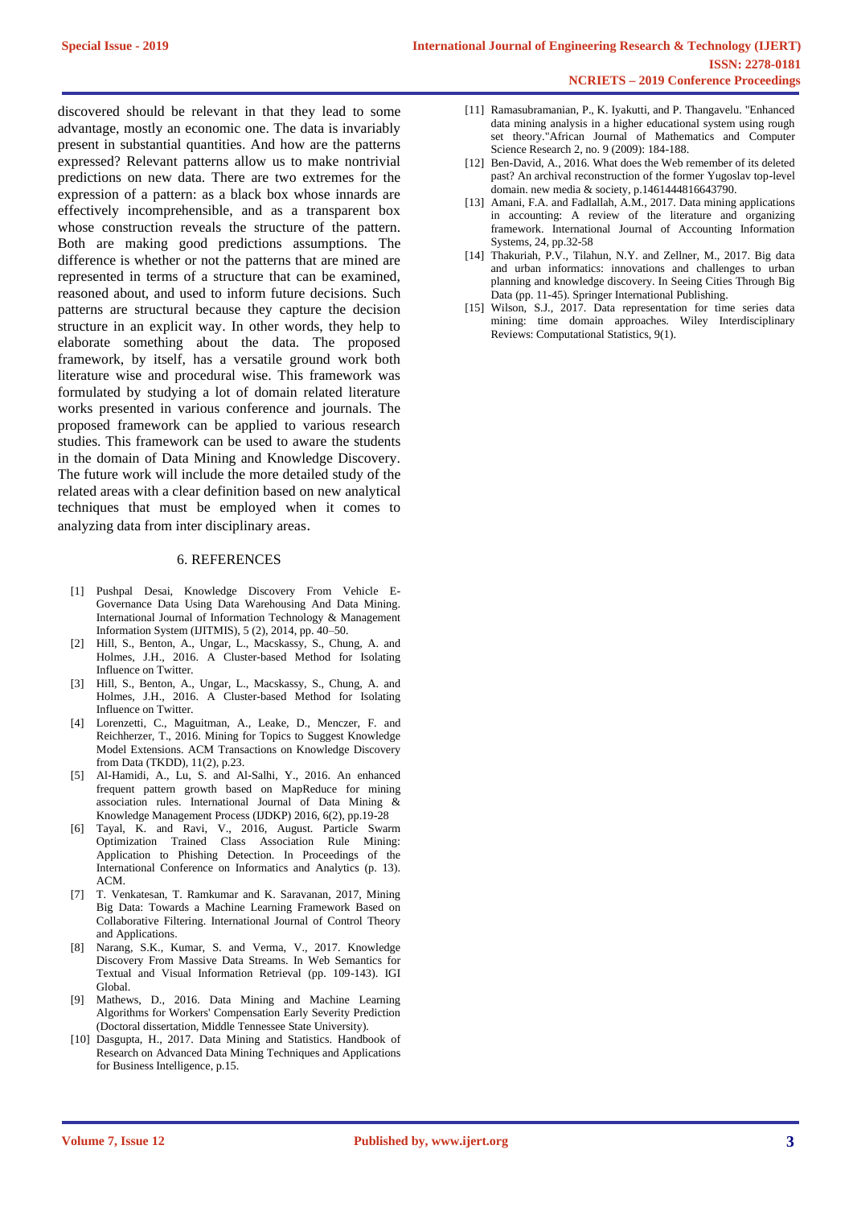discovered should be relevant in that they lead to some advantage, mostly an economic one. The data is invariably present in substantial quantities. And how are the patterns expressed? Relevant patterns allow us to make nontrivial predictions on new data. There are two extremes for the expression of a pattern: as a black box whose innards are effectively incomprehensible, and as a transparent box whose construction reveals the structure of the pattern. Both are making good predictions assumptions. The difference is whether or not the patterns that are mined are represented in terms of a structure that can be examined, reasoned about, and used to inform future decisions. Such patterns are structural because they capture the decision structure in an explicit way. In other words, they help to elaborate something about the data. The proposed framework, by itself, has a versatile ground work both literature wise and procedural wise. This framework was formulated by studying a lot of domain related literature works presented in various conference and journals. The proposed framework can be applied to various research studies. This framework can be used to aware the students in the domain of Data Mining and Knowledge Discovery. The future work will include the more detailed study of the related areas with a clear definition based on new analytical techniques that must be employed when it comes to analyzing data from inter disciplinary areas.

## 6. REFERENCES

[1] Pushpal Desai, Knowledge Discovery From Vehicle E-Governance Data Using Data Warehousing And Data Mining. International Journal of Information Technology & Management Information System (IJITMIS), 5 (2), 2014, pp. 40–50.

[2] Hill, S., Benton, A., Ungar, L., Macskassy, S., Chung, A. and Holmes, J.H., 2016. A Cluster-based Method for Isolating Influence on Twitter.

[3] Hill, S., Benton, A., Ungar, L., Macskassy, S., Chung, A. and Holmes, J.H., 2016. A Cluster-based Method for Isolating Influence on Twitter.

[4] Lorenzetti, C., Maguitman, A., Leake, D., Menczer, F. and Reichherzer, T., 2016. Mining for Topics to Suggest Knowledge Model Extensions. ACM Transactions on Knowledge Discovery from Data (TKDD), 11(2), p.23.

[5] Al-Hamidi, A., Lu, S. and Al-Salhi, Y., 2016. An enhanced frequent pattern growth based on MapReduce for mining association rules. International Journal of Data Mining & Knowledge Management Process (IJDKP) 2016, 6(2), pp.19-28

[6] Tayal, K. and Ravi, V., 2016, August. Particle Swarm Optimization Trained Class Association Rule Mining: Application to Phishing Detection. In Proceedings of the International Conference on Informatics and Analytics (p. 13). ACM.

[7] T. Venkatesan, T. Ramkumar and K. Saravanan, 2017, Mining Big Data: Towards a Machine Learning Framework Based on Collaborative Filtering. International Journal of Control Theory and Applications.

[8] Narang, S.K., Kumar, S. and Verma, V., 2017. Knowledge Discovery From Massive Data Streams. In Web Semantics for Textual and Visual Information Retrieval (pp. 109-143). IGI Global.

[9] Mathews, D., 2016. Data Mining and Machine Learning Algorithms for Workers' Compensation Early Severity Prediction (Doctoral dissertation, Middle Tennessee State University).

[10] Dasgupta, H., 2017. Data Mining and Statistics. Handbook of Research on Advanced Data Mining Techniques and Applications for Business Intelligence, p.15.

[11] Ramasubramanian, P., K. Iyakutti, and P. Thangavelu. "Enhanced data mining analysis in a higher educational system using rough set theory."African Journal of Mathematics and Computer Science Research 2, no. 9 (2009): 184-188.

[12] Ben-David, A., 2016. What does the Web remember of its deleted past? An archival reconstruction of the former Yugoslav top-level domain. new media & society, p.1461444816643790.

[13] Amani, F.A. and Fadlallah, A.M., 2017. Data mining applications in accounting: A review of the literature and organizing framework. International Journal of Accounting Information Systems, 24, pp.32-58

[14] Thakuriah, P.V., Tilahun, N.Y. and Zellner, M., 2017. Big data and urban informatics: innovations and challenges to urban planning and knowledge discovery. In Seeing Cities Through Big Data (pp. 11-45). Springer International Publishing.

[15] Wilson, S.J., 2017. Data representation for time series data mining: time domain approaches. Wiley Interdisciplinary Reviews: Computational Statistics, 9(1).